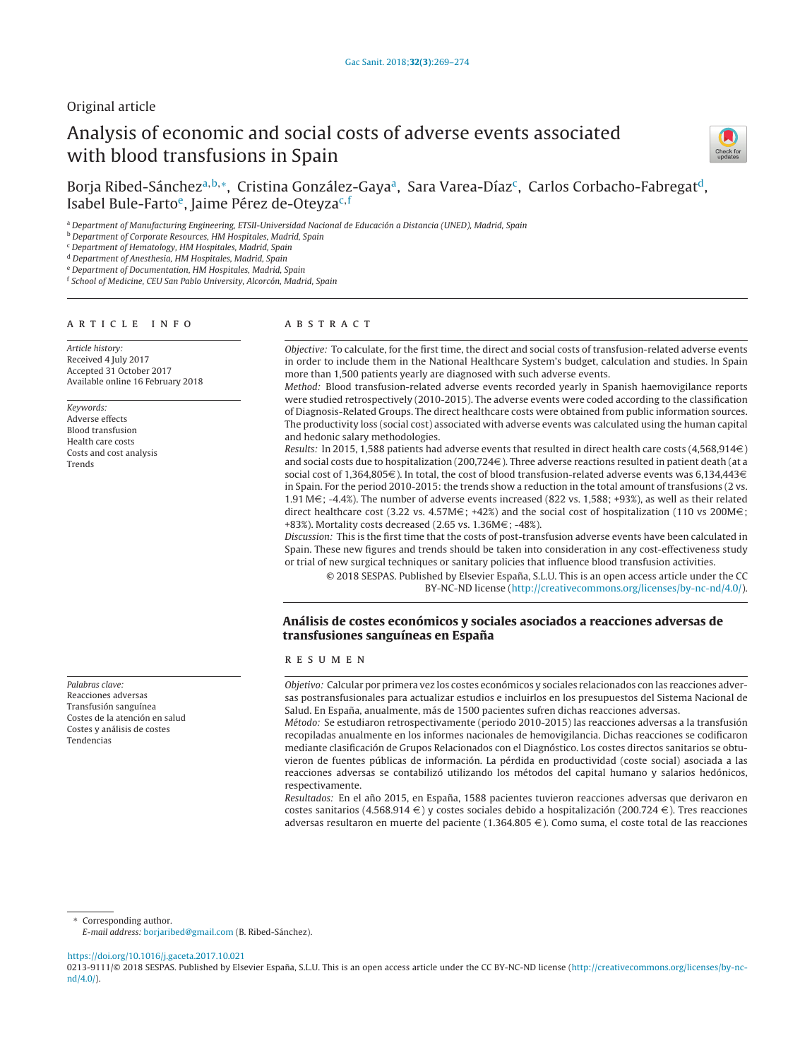Original article

# Analysis of economic and social costs of adverse events associated with blood transfusions in Spain

Borja Ribed-Sánchez[a,b,*], Cristina González-Gaya[a], Sara Varea-Díaz[c], Carlos Corbacho-Fabregat[d], Isabel Bule-Farto[e], Jaime Pérez de-Oteyza[c,f]

[a] Department of Manufacturing Engineering, ETSII-Universidad Nacional de Educación a Distancia (UNED), Madrid, Spain
[b] Department of Corporate Resources, HM Hospitales, Madrid, Spain
[c] Department of Hematology, HM Hospitales, Madrid, Spain
[d] Department of Anesthesia, HM Hospitales, Madrid, Spain
[e] Department of Documentation, HM Hospitales, Madrid, Spain
[f] School of Medicine, CEU San Pablo University, Alcorcón, Madrid, Spain

**ARTICLE INFO**

*Article history:*
Received 4 July 2017
Accepted 31 October 2017
Available online 16 February 2018

*Keywords:*
Adverse effects
Blood transfusion
Health care costs
Costs and cost analysis
Trends

**ABSTRACT**

*Objective:* To calculate, for the first time, the direct and social costs of transfusion-related adverse events in order to include them in the National Healthcare System's budget, calculation and studies. In Spain more than 1,500 patients yearly are diagnosed with such adverse events.

*Method:* Blood transfusion-related adverse events recorded yearly in Spanish haemovigilance reports were studied retrospectively (2010-2015). The adverse events were coded according to the classification of Diagnosis-Related Groups. The direct healthcare costs were obtained from public information sources. The productivity loss (social cost) associated with adverse events was calculated using the human capital and hedonic salary methodologies.

*Results:* In 2015, 1,588 patients had adverse events that resulted in direct health care costs (4,568,914€) and social costs due to hospitalization (200,724€). Three adverse reactions resulted in patient death (at a social cost of 1,364,805€). In total, the cost of blood transfusion-related adverse events was 6,134,443€ in Spain. For the period 2010-2015: the trends show a reduction in the total amount of transfusions (2 vs. 1.91 M€; -4.4%). The number of adverse events increased (822 vs. 1,588; +93%), as well as their related direct healthcare cost (3.22 vs. 4.57M€; +42%) and the social cost of hospitalization (110 vs 200M€; +83%). Mortality costs decreased (2.65 vs. 1.36M€; -48%).

*Discussion:* This is the first time that the costs of post-transfusion adverse events have been calculated in Spain. These new figures and trends should be taken into consideration in any cost-effectiveness study or trial of new surgical techniques or sanitary policies that influence blood transfusion activities.

© 2018 SESPAS. Published by Elsevier España, S.L.U. This is an open access article under the CC BY-NC-ND license (http://creativecommons.org/licenses/by-nc-nd/4.0/).

## Análisis de costes económicos y sociales asociados a reacciones adversas de transfusiones sanguíneas en España

*Palabras clave:*
Reacciones adversas
Transfusión sanguínea
Costes de la atención en salud
Costes y análisis de costes
Tendencias

**RESUMEN**

*Objetivo:* Calcular por primera vez los costes económicos y sociales relacionados con las reacciones adversas postransfusionales para actualizar estudios e incluirlos en los presupuestos del Sistema Nacional de Salud. En España, anualmente, más de 1500 pacientes sufren dichas reacciones adversas.

*Método:* Se estudiaron retrospectivamente (periodo 2010-2015) las reacciones adversas a la transfusión recopiladas anualmente en los informes nacionales de hemovigilancia. Dichas reacciones se codificaron mediante clasificación de Grupos Relacionados con el Diagnóstico. Los costes directos sanitarios se obtuvieron de fuentes públicas de información. La pérdida en productividad (coste social) asociada a las reacciones adversas se contabilizó utilizando los métodos del capital humano y salarios hedónicos, respectivamente.

*Resultados:* En el año 2015, en España, 1588 pacientes tuvieron reacciones adversas que derivaron en costes sanitarios (4.568.914 €) y costes sociales debido a hospitalización (200.724 €). Tres reacciones adversas resultaron en muerte del paciente (1.364.805 €). Como suma, el coste total de las reacciones

* Corresponding author.
*E-mail address:* borjaribed@gmail.com (B. Ribed-Sánchez).

https://doi.org/10.1016/j.gaceta.2017.10.021
0213-9111/© 2018 SESPAS. Published by Elsevier España, S.L.U. This is an open access article under the CC BY-NC-ND license (http://creativecommons.org/licenses/by-nc-nd/4.0/).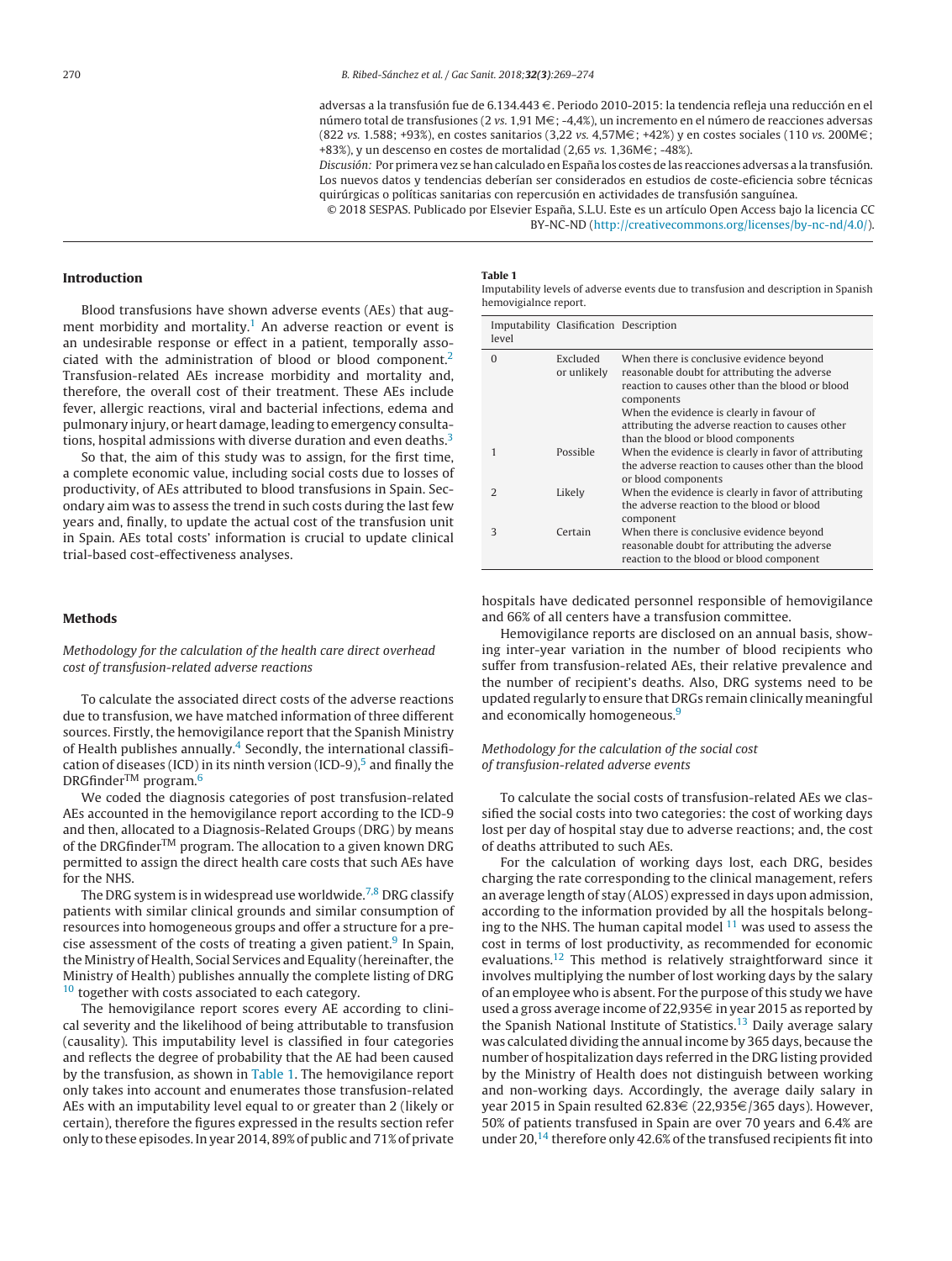adversas a la transfusión fue de 6.134.443 €. Periodo 2010-2015: la tendencia refleja una reducción en el número total de transfusiones (2 *vs.* 1,91 M€; -4,4%), un incremento en el número de reacciones adversas (822 *vs.* 1.588; +93%), en costes sanitarios (3,22 *vs.* 4,57M€; +42%) y en costes sociales (110 *vs.* 200M€; +83%), y un descenso en costes de mortalidad (2,65 *vs.* 1,36M€; -48%).

*Discusión:* Por primera vez se han calculado en España los costes de las reacciones adversas a la transfusión. Los nuevos datos y tendencias deberían ser considerados en estudios de coste-eficiencia sobre técnicas quirúrgicas o políticas sanitarias con repercusión en actividades de transfusión sanguínea.

© 2018 SESPAS. Publicado por Elsevier España, S.L.U. Este es un artículo Open Access bajo la licencia CC BY-NC-ND (http://creativecommons.org/licenses/by-nc-nd/4.0/).

## Introduction

Blood transfusions have shown adverse events (AEs) that augment morbidity and mortality.[1] An adverse reaction or event is an undesirable response or effect in a patient, temporally associated with the administration of blood or blood component.[2] Transfusion-related AEs increase morbidity and mortality and, therefore, the overall cost of their treatment. These AEs include fever, allergic reactions, viral and bacterial infections, edema and pulmonary injury, or heart damage, leading to emergency consultations, hospital admissions with diverse duration and even deaths.[3]

So that, the aim of this study was to assign, for the first time, a complete economic value, including social costs due to losses of productivity, of AEs attributed to blood transfusions in Spain. Secondary aim was to assess the trend in such costs during the last few years and, finally, to update the actual cost of the transfusion unit in Spain. AEs total costs' information is crucial to update clinical trial-based cost-effectiveness analyses.

## Methods

### *Methodology for the calculation of the health care direct overhead cost of transfusion-related adverse reactions*

To calculate the associated direct costs of the adverse reactions due to transfusion, we have matched information of three different sources. Firstly, the hemovigilance report that the Spanish Ministry of Health publishes annually.[4] Secondly, the international classification of diseases (ICD) in its ninth version (ICD-9),[5] and finally the DRGfinder™ program.[6]

We coded the diagnosis categories of post transfusion-related AEs accounted in the hemovigilance report according to the ICD-9 and then, allocated to a Diagnosis-Related Groups (DRG) by means of the DRGfinder™ program. The allocation to a given known DRG permitted to assign the direct health care costs that such AEs have for the NHS.

The DRG system is in widespread use worldwide.[7,8] DRG classify patients with similar clinical grounds and similar consumption of resources into homogeneous groups and offer a structure for a precise assessment of the costs of treating a given patient.[9] In Spain, the Ministry of Health, Social Services and Equality (hereinafter, the Ministry of Health) publishes annually the complete listing of DRG [10] together with costs associated to each category.

The hemovigilance report scores every AE according to clinical severity and the likelihood of being attributable to transfusion (causality). This imputability level is classified in four categories and reflects the degree of probability that the AE had been caused by the transfusion, as shown in Table 1. The hemovigilance report only takes into account and enumerates those transfusion-related AEs with an imputability level equal to or greater than 2 (likely or certain), therefore the figures expressed in the results section refer only to these episodes. In year 2014, 89% of public and 71% of private hospitals have dedicated personnel responsible of hemovigilance and 66% of all centers have a transfusion committee.

**Table 1**
Imputability levels of adverse events due to transfusion and description in Spanish hemovigialnce report.

| Imputability level | Clasification | Description |
|---|---|---|
| 0 | Excluded or unlikely | When there is conclusive evidence beyond reasonable doubt for attributing the adverse reaction to causes other than the blood or blood components<br>When the evidence is clearly in favour of attributing the adverse reaction to causes other than the blood or blood components |
| 1 | Possible | When the evidence is clearly in favor of attributing the adverse reaction to causes other than the blood or blood components |
| 2 | Likely | When the evidence is clearly in favor of attributing the adverse reaction to the blood or blood component |
| 3 | Certain | When there is conclusive evidence beyond reasonable doubt for attributing the adverse reaction to the blood or blood component |

Hemovigilance reports are disclosed on an annual basis, showing inter-year variation in the number of blood recipients who suffer from transfusion-related AEs, their relative prevalence and the number of recipient's deaths. Also, DRG systems need to be updated regularly to ensure that DRGs remain clinically meaningful and economically homogeneous.[9]

### *Methodology for the calculation of the social cost of transfusion-related adverse events*

To calculate the social costs of transfusion-related AEs we classified the social costs into two categories: the cost of working days lost per day of hospital stay due to adverse reactions; and, the cost of deaths attributed to such AEs.

For the calculation of working days lost, each DRG, besides charging the rate corresponding to the clinical management, refers an average length of stay (ALOS) expressed in days upon admission, according to the information provided by all the hospitals belonging to the NHS. The human capital model [11] was used to assess the cost in terms of lost productivity, as recommended for economic evaluations.[12] This method is relatively straightforward since it involves multiplying the number of lost working days by the salary of an employee who is absent. For the purpose of this study we have used a gross average income of 22,935€ in year 2015 as reported by the Spanish National Institute of Statistics.[13] Daily average salary was calculated dividing the annual income by 365 days, because the number of hospitalization days referred in the DRG listing provided by the Ministry of Health does not distinguish between working and non-working days. Accordingly, the average daily salary in year 2015 in Spain resulted 62.83€ (22,935€/365 days). However, 50% of patients transfused in Spain are over 70 years and 6.4% are under 20,[14] therefore only 42.6% of the transfused recipients fit into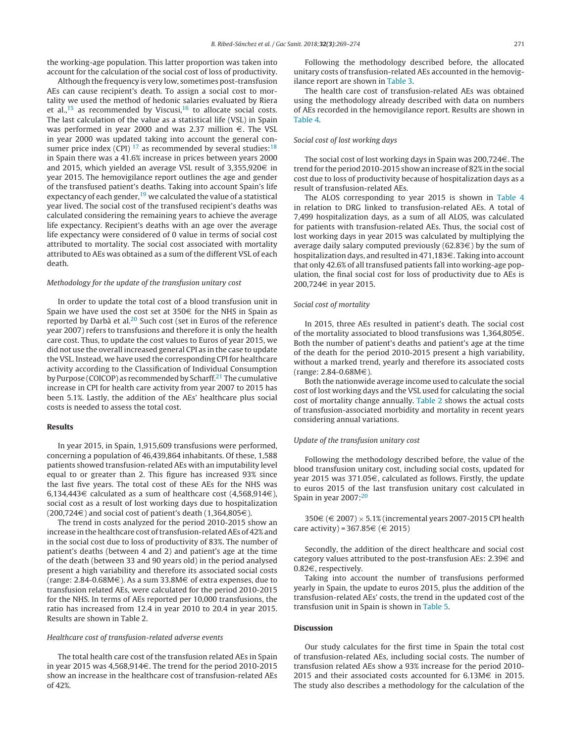the working-age population. This latter proportion was taken into account for the calculation of the social cost of loss of productivity.

Although the frequency is very low, sometimes post-transfusion AEs can cause recipient's death. To assign a social cost to mortality we used the method of hedonic salaries evaluated by Riera et al.,[15] as recommended by Viscusi,[16] to allocate social costs. The last calculation of the value as a statistical life (VSL) in Spain was performed in year 2000 and was 2.37 million €. The VSL in year 2000 was updated taking into account the general consumer price index (CPI) [17] as recommended by several studies:[18] in Spain there was a 41.6% increase in prices between years 2000 and 2015, which yielded an average VSL result of 3,355,920€ in year 2015. The hemovigilance report outlines the age and gender of the transfused patient's deaths. Taking into account Spain's life expectancy of each gender,[19] we calculated the value of a statistical year lived. The social cost of the transfused recipient's deaths was calculated considering the remaining years to achieve the average life expectancy. Recipient's deaths with an age over the average life expectancy were considered of 0 value in terms of social cost attributed to mortality. The social cost associated with mortality attributed to AEs was obtained as a sum of the different VSL of each death.

*Methodology for the update of the transfusion unitary cost*

In order to update the total cost of a blood transfusion unit in Spain we have used the cost set at 350€ for the NHS in Spain as reported by Darbà et al.[20] Such cost (set in Euros of the reference year 2007) refers to transfusions and therefore it is only the health care cost. Thus, to update the cost values to Euros of year 2015, we did not use the overall increased general CPI as in the case to update the VSL. Instead, we have used the corresponding CPI for healthcare activity according to the Classification of Individual Consumption by Purpose (COICOP) as recommended by Scharff.[21] The cumulative increase in CPI for health care activity from year 2007 to 2015 has been 5.1%. Lastly, the addition of the AEs' healthcare plus social costs is needed to assess the total cost.

## Results

In year 2015, in Spain, 1,915,609 transfusions were performed, concerning a population of 46,439,864 inhabitants. Of these, 1,588 patients showed transfusion-related AEs with an imputability level equal to or greater than 2. This figure has increased 93% since the last five years. The total cost of these AEs for the NHS was 6,134,443€ calculated as a sum of healthcare cost (4,568,914€), social cost as a result of lost working days due to hospitalization (200,724€) and social cost of patient's death (1,364,805€).

The trend in costs analyzed for the period 2010-2015 show an increase in the healthcare cost of transfusion-related AEs of 42% and in the social cost due to loss of productivity of 83%. The number of patient's deaths (between 4 and 2) and patient's age at the time of the death (between 33 and 90 years old) in the period analysed present a high variability and therefore its associated social costs (range: 2.84-0.68M€). As a sum 33.8M€ of extra expenses, due to transfusion related AEs, were calculated for the period 2010-2015 for the NHS. In terms of AEs reported per 10,000 transfusions, the ratio has increased from 12.4 in year 2010 to 20.4 in year 2015. Results are shown in Table 2.

*Healthcare cost of transfusion-related adverse events*

The total health care cost of the transfusion related AEs in Spain in year 2015 was 4,568,914€. The trend for the period 2010-2015 show an increase in the healthcare cost of transfusion-related AEs of 42%.

Following the methodology described before, the allocated unitary costs of transfusion-related AEs accounted in the hemovigilance report are shown in Table 3.

The health care cost of transfusion-related AEs was obtained using the methodology already described with data on numbers of AEs recorded in the hemovigilance report. Results are shown in Table 4.

*Social cost of lost working days*

The social cost of lost working days in Spain was 200,724€. The trend for the period 2010-2015 show an increase of 82% in the social cost due to loss of productivity because of hospitalization days as a result of transfusion-related AEs.

The ALOS corresponding to year 2015 is shown in Table 4 in relation to DRG linked to transfusion-related AEs. A total of 7,499 hospitalization days, as a sum of all ALOS, was calculated for patients with transfusion-related AEs. Thus, the social cost of lost working days in year 2015 was calculated by multiplying the average daily salary computed previously (62.83€) by the sum of hospitalization days, and resulted in 471,183€. Taking into account that only 42.6% of all transfused patients fall into working-age population, the final social cost for loss of productivity due to AEs is 200,724€ in year 2015.

*Social cost of mortality*

In 2015, three AEs resulted in patient's death. The social cost of the mortality associated to blood transfusions was 1,364,805€. Both the number of patient's deaths and patient's age at the time of the death for the period 2010-2015 present a high variability, without a marked trend, yearly and therefore its associated costs (range: 2.84-0.68M€).

Both the nationwide average income used to calculate the social cost of lost working days and the VSL used for calculating the social cost of mortality change annually. Table 2 shows the actual costs of transfusion-associated morbidity and mortality in recent years considering annual variations.

*Update of the transfusion unitary cost*

Following the methodology described before, the value of the blood transfusion unitary cost, including social costs, updated for year 2015 was 371.05€, calculated as follows. Firstly, the update to euros 2015 of the last transfusion unitary cost calculated in Spain in year 2007:[20]

350€ (€ 2007) × 5.1% (incremental years 2007-2015 CPI health care activity) = 367.85€ (€ 2015)

Secondly, the addition of the direct healthcare and social cost category values attributed to the post-transfusion AEs: 2.39€ and 0.82€, respectively.

Taking into account the number of transfusions performed yearly in Spain, the update to euros 2015, plus the addition of the transfusion-related AEs' costs, the trend in the updated cost of the transfusion unit in Spain is shown in Table 5.

## Discussion

Our study calculates for the first time in Spain the total cost of transfusion-related AEs, including social costs. The number of transfusion related AEs show a 93% increase for the period 2010-2015 and their associated costs accounted for 6.13M€ in 2015. The study also describes a methodology for the calculation of the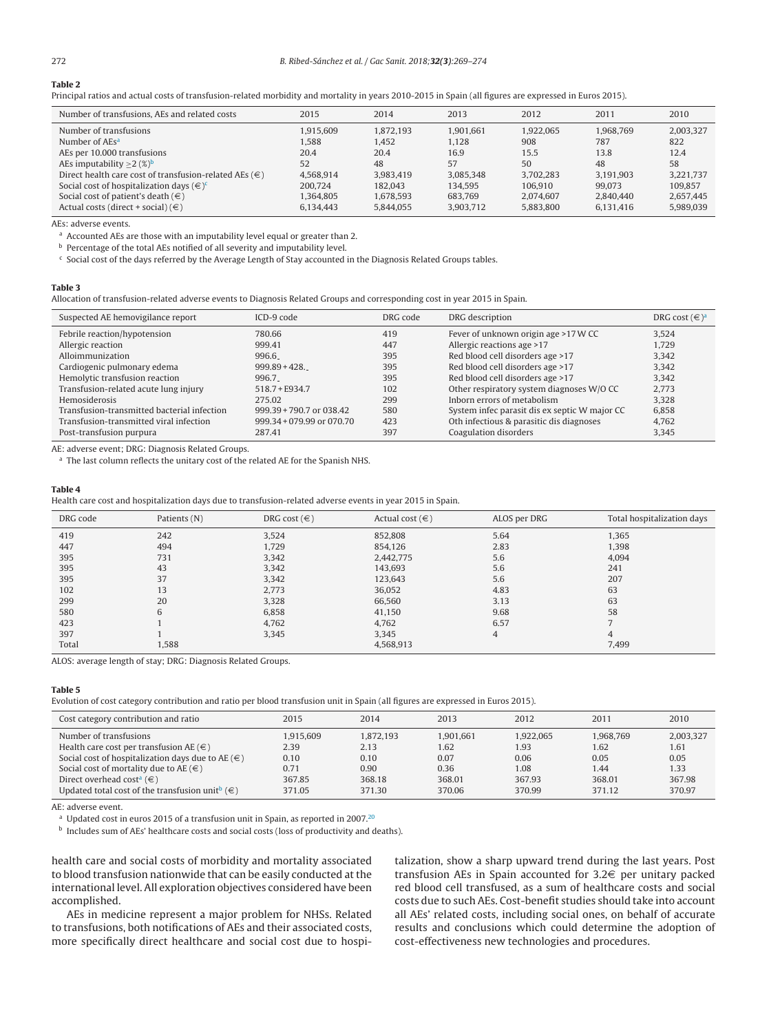**Table 2**

Principal ratios and actual costs of transfusion-related morbidity and mortality in years 2010-2015 in Spain (all figures are expressed in Euros 2015).

| Number of transfusions, AEs and related costs | 2015 | 2014 | 2013 | 2012 | 2011 | 2010 |
|---|---|---|---|---|---|---|
| Number of transfusions | 1,915,609 | 1,872,193 | 1,901,661 | 1,922,065 | 1,968,769 | 2,003,327 |
| Number of AEs[a] | 1,588 | 1,452 | 1,128 | 908 | 787 | 822 |
| AEs per 10.000 transfusions | 20.4 | 20.4 | 16.9 | 15.5 | 13.8 | 12.4 |
| AEs imputability ≥2 (%)[b] | 52 | 48 | 57 | 50 | 48 | 58 |
| Direct health care cost of transfusion-related AEs (€) | 4,568,914 | 3,983,419 | 3,085,348 | 3,702,283 | 3,191,903 | 3,221,737 |
| Social cost of hospitalization days (€)[c] | 200,724 | 182,043 | 134,595 | 106,910 | 99,073 | 109,857 |
| Social cost of patient's death (€) | 1,364,805 | 1,678,593 | 683,769 | 2,074,607 | 2,840,440 | 2,657,445 |
| Actual costs (direct + social) (€) | 6,134,443 | 5,844,055 | 3,903,712 | 5,883,800 | 6,131,416 | 5,989,039 |

AEs: adverse events.

[a] Accounted AEs are those with an imputability level equal or greater than 2.

[b] Percentage of the total AEs notified of all severity and imputability level.

[c] Social cost of the days referred by the Average Length of Stay accounted in the Diagnosis Related Groups tables.

**Table 3**

Allocation of transfusion-related adverse events to Diagnosis Related Groups and corresponding cost in year 2015 in Spain.

| Suspected AE hemovigilance report | ICD-9 code | DRG code | DRG description | DRG cost (€)[a] |
|---|---|---|---|---|
| Febrile reaction/hypotension | 780.66 | 419 | Fever of unknown origin age >17 W CC | 3,524 |
| Allergic reaction | 999.41 | 447 | Allergic reactions age >17 | 1,729 |
| Alloimmunization | 996.6_ | 395 | Red blood cell disorders age >17 | 3,342 |
| Cardiogenic pulmonary edema | 999.89 + 428._ | 395 | Red blood cell disorders age >17 | 3,342 |
| Hemolytic transfusion reaction | 996.7_ | 395 | Red blood cell disorders age >17 | 3,342 |
| Transfusion-related acute lung injury | 518.7 + E934.7 | 102 | Other respiratory system diagnoses W/O CC | 2,773 |
| Hemosiderosis | 275.02 | 299 | Inborn errors of metabolism | 3,328 |
| Transfusion-transmitted bacterial infection | 999.39 + 790.7 or 038.42 | 580 | System infec parasit dis ex septic W major CC | 6,858 |
| Transfusion-transmitted viral infection | 999.34 + 079.99 or 070.70 | 423 | Oth infectious & parasitic dis diagnoses | 4,762 |
| Post-transfusion purpura | 287.41 | 397 | Coagulation disorders | 3,345 |

AE: adverse event; DRG: Diagnosis Related Groups.

[a] The last column reflects the unitary cost of the related AE for the Spanish NHS.

**Table 4**

Health care cost and hospitalization days due to transfusion-related adverse events in year 2015 in Spain.

| DRG code | Patients (N) | DRG cost (€) | Actual cost (€) | ALOS per DRG | Total hospitalization days |
|---|---|---|---|---|---|
| 419 | 242 | 3,524 | 852,808 | 5.64 | 1,365 |
| 447 | 494 | 1,729 | 854,126 | 2.83 | 1,398 |
| 395 | 731 | 3,342 | 2,442,775 | 5.6 | 4,094 |
| 395 | 43 | 3,342 | 143,693 | 5.6 | 241 |
| 395 | 37 | 3,342 | 123,643 | 5.6 | 207 |
| 102 | 13 | 2,773 | 36,052 | 4.83 | 63 |
| 299 | 20 | 3,328 | 66,560 | 3.13 | 63 |
| 580 | 6 | 6,858 | 41,150 | 9.68 | 58 |
| 423 | 1 | 4,762 | 4,762 | 6.57 | 7 |
| 397 | 1 | 3,345 | 3,345 | 4 | 4 |
| Total | 1,588 | | 4,568,913 | | 7,499 |

ALOS: average length of stay; DRG: Diagnosis Related Groups.

**Table 5**

Evolution of cost category contribution and ratio per blood transfusion unit in Spain (all figures are expressed in Euros 2015).

| Cost category contribution and ratio | 2015 | 2014 | 2013 | 2012 | 2011 | 2010 |
|---|---|---|---|---|---|---|
| Number of transfusions | 1,915,609 | 1,872,193 | 1,901,661 | 1,922,065 | 1,968,769 | 2,003,327 |
| Health care cost per transfusion AE (€) | 2.39 | 2.13 | 1.62 | 1.93 | 1.62 | 1.61 |
| Social cost of hospitalization days due to AE (€) | 0.10 | 0.10 | 0.07 | 0.06 | 0.05 | 0.05 |
| Social cost of mortality due to AE (€) | 0.71 | 0.90 | 0.36 | 1.08 | 1.44 | 1.33 |
| Direct overhead cost[a] (€) | 367.85 | 368.18 | 368.01 | 367.93 | 368.01 | 367.98 |
| Updated total cost of the transfusion unit[b] (€) | 371.05 | 371.30 | 370.06 | 370.99 | 371.12 | 370.97 |

AE: adverse event.

[a] Updated cost in euros 2015 of a transfusion unit in Spain, as reported in 2007.[20]

[b] Includes sum of AEs' healthcare costs and social costs (loss of productivity and deaths).

health care and social costs of morbidity and mortality associated to blood transfusion nationwide that can be easily conducted at the international level. All exploration objectives considered have been accomplished.

AEs in medicine represent a major problem for NHSs. Related to transfusions, both notifications of AEs and their associated costs, more specifically direct healthcare and social cost due to hospitalization, show a sharp upward trend during the last years. Post transfusion AEs in Spain accounted for 3.2€ per unitary packed red blood cell transfused, as a sum of healthcare costs and social costs due to such AEs. Cost-benefit studies should take into account all AEs' related costs, including social ones, on behalf of accurate results and conclusions which could determine the adoption of cost-effectiveness new technologies and procedures.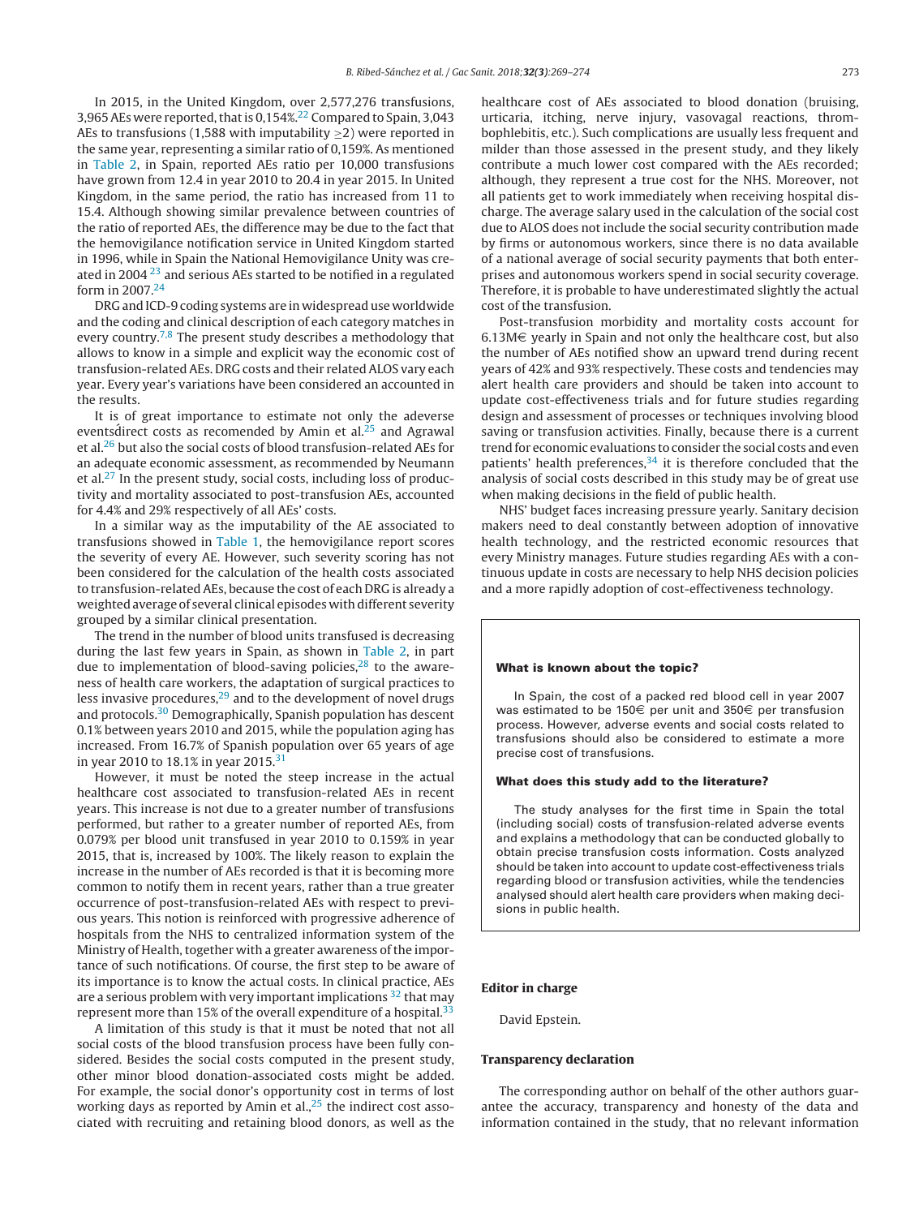In 2015, in the United Kingdom, over 2,577,276 transfusions, 3,965 AEs were reported, that is 0,154%.[22] Compared to Spain, 3,043 AEs to transfusions (1,588 with imputability ≥2) were reported in the same year, representing a similar ratio of 0,159%. As mentioned in Table 2, in Spain, reported AEs ratio per 10,000 transfusions have grown from 12.4 in year 2010 to 20.4 in year 2015. In United Kingdom, in the same period, the ratio has increased from 11 to 15.4. Although showing similar prevalence between countries of the ratio of reported AEs, the difference may be due to the fact that the hemovigilance notification service in United Kingdom started in 1996, while in Spain the National Hemovigilance Unity was created in 2004 [23] and serious AEs started to be notified in a regulated form in 2007.[24]

DRG and ICD-9 coding systems are in widespread use worldwide and the coding and clinical description of each category matches in every country.[7,8] The present study describes a methodology that allows to know in a simple and explicit way the economic cost of transfusion-related AEs. DRG costs and their related ALOS vary each year. Every year's variations have been considered an accounted in the results.

It is of great importance to estimate not only the adeverse eventśdirect costs as recomended by Amin et al.[25] and Agrawal et al.[26] but also the social costs of blood transfusion-related AEs for an adequate economic assessment, as recommended by Neumann et al.[27] In the present study, social costs, including loss of productivity and mortality associated to post-transfusion AEs, accounted for 4.4% and 29% respectively of all AEs' costs.

In a similar way as the imputability of the AE associated to transfusions showed in Table 1, the hemovigilance report scores the severity of every AE. However, such severity scoring has not been considered for the calculation of the health costs associated to transfusion-related AEs, because the cost of each DRG is already a weighted average of several clinical episodes with different severity grouped by a similar clinical presentation.

The trend in the number of blood units transfused is decreasing during the last few years in Spain, as shown in Table 2, in part due to implementation of blood-saving policies,[28] to the awareness of health care workers, the adaptation of surgical practices to less invasive procedures,[29] and to the development of novel drugs and protocols.[30] Demographically, Spanish population has descent 0.1% between years 2010 and 2015, while the population aging has increased. From 16.7% of Spanish population over 65 years of age in year 2010 to 18.1% in year 2015.[31]

However, it must be noted that the steep increase in the actual healthcare cost associated to transfusion-related AEs in recent years. This increase is not due to a greater number of transfusions performed, but rather to a greater number of reported AEs, from 0.079% per blood unit transfused in year 2010 to 0.159% in year 2015, that is, increased by 100%. The likely reason to explain the increase in the number of AEs recorded is that it is becoming more common to notify them in recent years, rather than a true greater occurrence of post-transfusion-related AEs with respect to previous years. This notion is reinforced with progressive adherence of hospitals from the NHS to centralized information system of the Ministry of Health, together with a greater awareness of the importance of such notifications. Of course, the first step to be aware of its importance is to know the actual costs. In clinical practice, AEs are a serious problem with very important implications [32] that may represent more than 15% of the overall expenditure of a hospital.[33]

A limitation of this study is that it must be noted that not all social costs of the blood transfusion process have been fully considered. Besides the social costs computed in the present study, other minor blood donation-associated costs might be added. For example, the social donor's opportunity cost in terms of lost working days as reported by Amin et al.,[25] the indirect cost associated with recruiting and retaining blood donors, as well as the healthcare cost of AEs associated to blood donation (bruising, urticaria, itching, nerve injury, vasovagal reactions, thrombophlebitis, etc.). Such complications are usually less frequent and milder than those assessed in the present study, and they likely contribute a much lower cost compared with the AEs recorded; although, they represent a true cost for the NHS. Moreover, not all patients get to work immediately when receiving hospital discharge. The average salary used in the calculation of the social cost due to ALOS does not include the social security contribution made by firms or autonomous workers, since there is no data available of a national average of social security payments that both enterprises and autonomous workers spend in social security coverage. Therefore, it is probable to have underestimated slightly the actual cost of the transfusion.

Post-transfusion morbidity and mortality costs account for 6.13M€ yearly in Spain and not only the healthcare cost, but also the number of AEs notified show an upward trend during recent years of 42% and 93% respectively. These costs and tendencies may alert health care providers and should be taken into account to update cost-effectiveness trials and for future studies regarding design and assessment of processes or techniques involving blood saving or transfusion activities. Finally, because there is a current trend for economic evaluations to consider the social costs and even patients' health preferences,[34] it is therefore concluded that the analysis of social costs described in this study may be of great use when making decisions in the field of public health.

NHS' budget faces increasing pressure yearly. Sanitary decision makers need to deal constantly between adoption of innovative health technology, and the restricted economic resources that every Ministry manages. Future studies regarding AEs with a continuous update in costs are necessary to help NHS decision policies and a more rapidly adoption of cost-effectiveness technology.

**What is known about the topic?**

In Spain, the cost of a packed red blood cell in year 2007 was estimated to be 150€ per unit and 350€ per transfusion process. However, adverse events and social costs related to transfusions should also be considered to estimate a more precise cost of transfusions.

**What does this study add to the literature?**

The study analyses for the first time in Spain the total (including social) costs of transfusion-related adverse events and explains a methodology that can be conducted globally to obtain precise transfusion costs information. Costs analyzed should be taken into account to update cost-effectiveness trials regarding blood or transfusion activities, while the tendencies analysed should alert health care providers when making decisions in public health.

## Editor in charge

David Epstein.

## Transparency declaration

The corresponding author on behalf of the other authors guarantee the accuracy, transparency and honesty of the data and information contained in the study, that no relevant information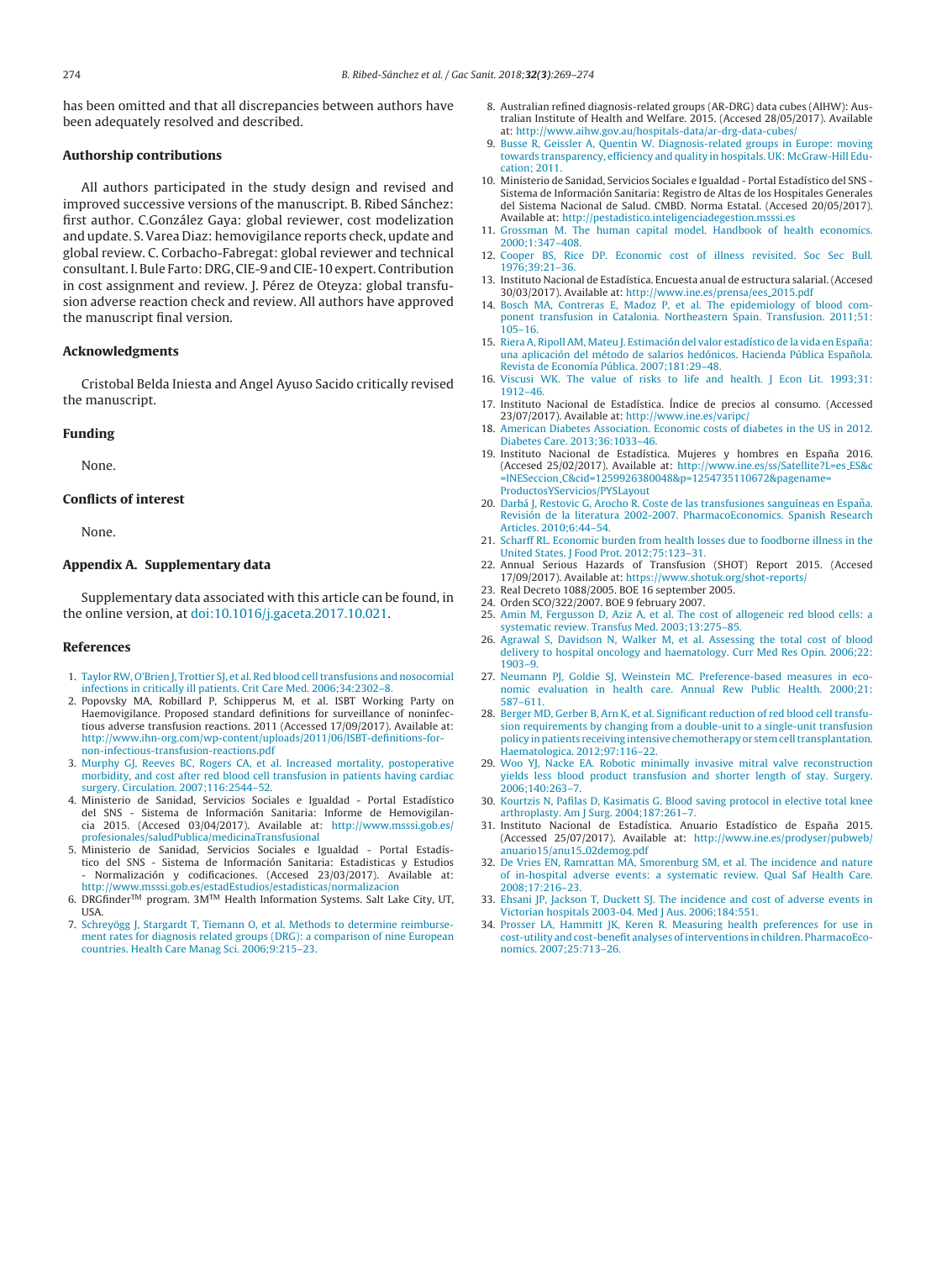has been omitted and that all discrepancies between authors have been adequately resolved and described.

## Authorship contributions

All authors participated in the study design and revised and improved successive versions of the manuscript. B. Ribed Sánchez: first author. C.González Gaya: global reviewer, cost modelization and update. S. Varea Diaz: hemovigilance reports check, update and global review. C. Corbacho-Fabregat: global reviewer and technical consultant. I. Bule Farto: DRG, CIE-9 and CIE-10 expert. Contribution in cost assignment and review. J. Pérez de Oteyza: global transfusion adverse reaction check and review. All authors have approved the manuscript final version.

## Acknowledgments

Cristobal Belda Iniesta and Angel Ayuso Sacido critically revised the manuscript.

## Funding

None.

## Conflicts of interest

None.

## Appendix A. Supplementary data

Supplementary data associated with this article can be found, in the online version, at doi:10.1016/j.gaceta.2017.10.021.

## References

1. Taylor RW, O'Brien J, Trottier SJ, et al. Red blood cell transfusions and nosocomial infections in critically ill patients. Crit Care Med. 2006;34:2302–8.
2. Popovsky MA, Robillard P, Schipperus M, et al. ISBT Working Party on Haemovigilance. Proposed standard definitions for surveillance of noninfectious adverse transfusion reactions. 2011 (Accessed 17/09/2017). Available at: http://www.ihn-org.com/wp-content/uploads/2011/06/ISBT-definitions-for-non-infectious-transfusion-reactions.pdf
3. Murphy GJ, Reeves BC, Rogers CA, et al. Increased mortality, postoperative morbidity, and cost after red blood cell transfusion in patients having cardiac surgery. Circulation. 2007;116:2544–52.
4. Ministerio de Sanidad, Servicios Sociales e Igualdad - Portal Estadístico del SNS - Sistema de Información Sanitaria: Informe de Hemovigilancia 2015. (Accesed 03/04/2017). Available at: http://www.msssi.gob.es/profesionales/saludPublica/medicinaTransfusional
5. Ministerio de Sanidad, Servicios Sociales e Igualdad - Portal Estadístico del SNS - Sistema de Información Sanitaria: Estadisticas y Estudios - Normalización y codificaciones. (Accesed 23/03/2017). Available at: http://www.msssi.gob.es/estadEstudios/estadisticas/normalizacion
6. DRGfinder™ program. 3M™ Health Information Systems. Salt Lake City, UT, USA.
7. Schreyögg J, Stargardt T, Tiemann O, et al. Methods to determine reimbursement rates for diagnosis related groups (DRG): a comparison of nine European countries. Health Care Manag Sci. 2006;9:215–23.
8. Australian refined diagnosis-related groups (AR-DRG) data cubes (AIHW): Australian Institute of Health and Welfare. 2015. (Accesed 28/05/2017). Available at: http://www.aihw.gov.au/hospitals-data/ar-drg-data-cubes/
9. Busse R, Geissler A, Quentin W. Diagnosis-related groups in Europe: moving towards transparency, efficiency and quality in hospitals. UK: McGraw-Hill Education; 2011.
10. Ministerio de Sanidad, Servicios Sociales e Igualdad - Portal Estadístico del SNS - Sistema de Información Sanitaria: Registro de Altas de los Hospitales Generales del Sistema Nacional de Salud. CMBD. Norma Estatal. (Accesed 20/05/2017). Available at: http://pestadistico.inteligenciadegestion.msssi.es
11. Grossman M. The human capital model. Handbook of health economics. 2000;1:347–408.
12. Cooper BS, Rice DP. Economic cost of illness revisited. Soc Sec Bull. 1976;39:21–36.
13. Instituto Nacional de Estadística. Encuesta anual de estructura salarial. (Accesed 30/03/2017). Available at: http://www.ine.es/prensa/ees_2015.pdf
14. Bosch MA, Contreras E, Madoz P, et al. The epidemiology of blood component transfusion in Catalonia. Northeastern Spain. Transfusion. 2011;51:105–16.
15. Riera A, Ripoll AM, Mateu J. Estimación del valor estadístico de la vida en España: una aplicación del método de salarios hedónicos. Hacienda Pública Española. Revista de Economía Pública. 2007;181:29–48.
16. Viscusi WK. The value of risks to life and health. J Econ Lit. 1993;31:1912–46.
17. Instituto Nacional de Estadística. Índice de precios al consumo. (Accessed 23/07/2017). Available at: http://www.ine.es/varipc/
18. American Diabetes Association. Economic costs of diabetes in the US in 2012. Diabetes Care. 2013;36:1033–46.
19. Instituto Nacional de Estadística. Mujeres y hombres en España 2016. (Accesed 25/02/2017). Available at: http://www.ine.es/ss/Satellite?L=es_ES&c=INESeccion_C&cid=1259926380048&p=1254735110672&pagename=ProductosYServicios/PYSLayout
20. Darbá J, Restovic G, Arocho R. Coste de las transfusiones sanguíneas en España. Revisión de la literatura 2002-2007. PharmacoEconomics. Spanish Research Articles. 2010;6:44–54.
21. Scharff RL. Economic burden from health losses due to foodborne illness in the United States. J Food Prot. 2012;75:123–31.
22. Annual Serious Hazards of Transfusion (SHOT) Report 2015. (Accesed 17/09/2017). Available at: https://www.shotuk.org/shot-reports/
23. Real Decreto 1088/2005. BOE 16 september 2005.
24. Orden SCO/322/2007. BOE 9 february 2007.
25. Amin M, Fergusson D, Aziz A, et al. The cost of allogeneic red blood cells: a systematic review. Transfus Med. 2003;13:275–85.
26. Agrawal S, Davidson N, Walker M, et al. Assessing the total cost of blood delivery to hospital oncology and haematology. Curr Med Res Opin. 2006;22:1903–9.
27. Neumann PJ, Goldie SJ, Weinstein MC. Preference-based measures in economic evaluation in health care. Annual Rew Public Health. 2000;21:587–611.
28. Berger MD, Gerber B, Arn K, et al. Significant reduction of red blood cell transfusion requirements by changing from a double-unit to a single-unit transfusion policy in patients receiving intensive chemotherapy or stem cell transplantation. Haematologica. 2012;97:116–22.
29. Woo YJ, Nacke EA. Robotic minimally invasive mitral valve reconstruction yields less blood product transfusion and shorter length of stay. Surgery. 2006;140:263–7.
30. Kourtzis N, Pafilas D, Kasimatis G. Blood saving protocol in elective total knee arthroplasty. Am J Surg. 2004;187:261–7.
31. Instituto Nacional de Estadístico de España 2015. Anuario Estadístico de España 2015. (Accessed 25/07/2017). Available at: http://www.ine.es/prodyser/pubweb/anuario15/anu15_02demog.pdf
32. De Vries EN, Ramrattan MA, Smorenburg SM, et al. The incidence and nature of in-hospital adverse events: a systematic review. Qual Saf Health Care. 2008;17:216–23.
33. Ehsani JP, Jackson T, Duckett SJ. The incidence and cost of adverse events in Victorian hospitals 2003-04. Med J Aus. 2006;184:551.
34. Prosser LA, Hammitt JK, Keren R. Measuring health preferences for use in cost-utility and cost-benefit analyses of interventions in children. PharmacoEconomics. 2007;25:713–26.